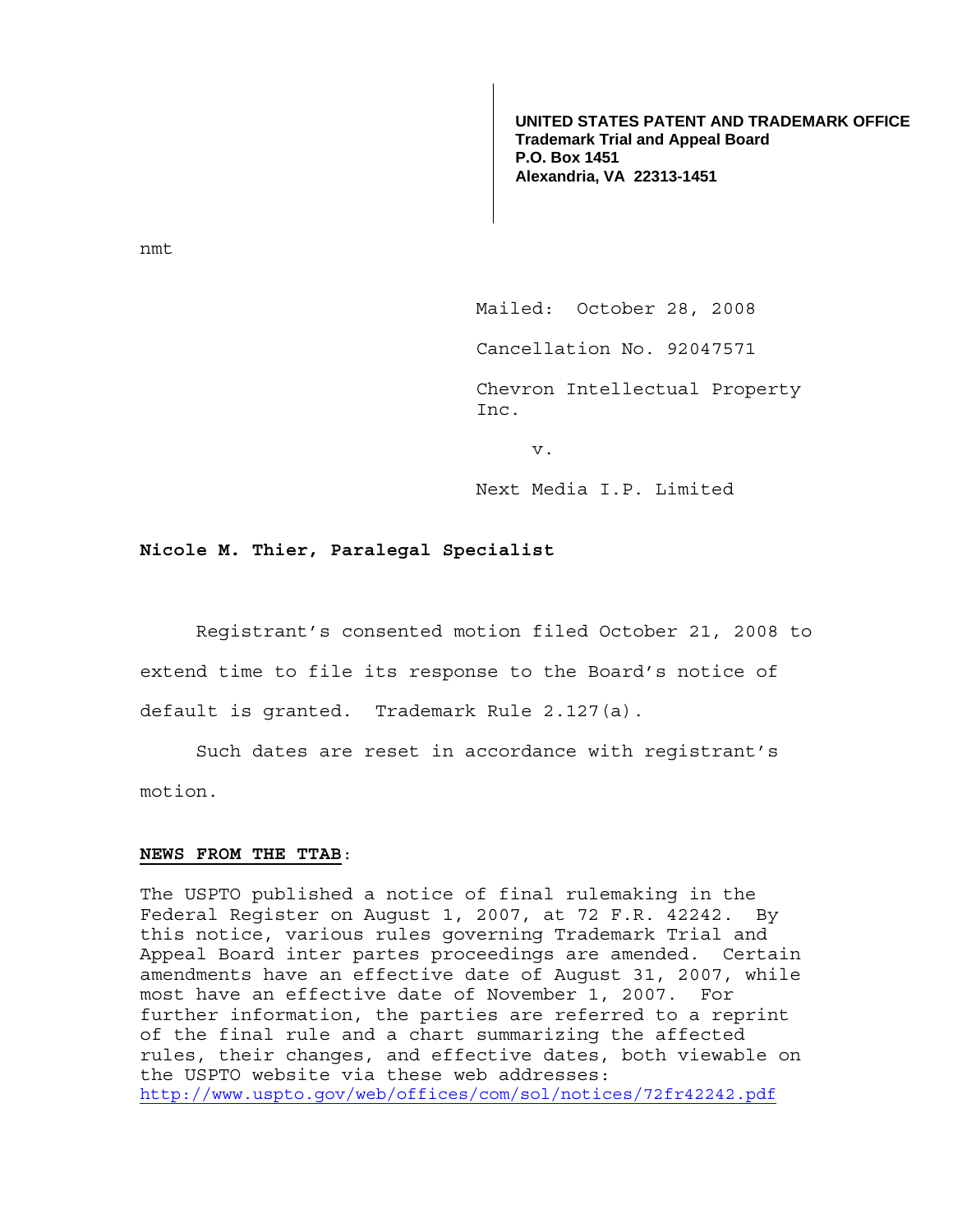**UNITED STATES PATENT AND TRADEMARK OFFICE**
**Trademark Trial and Appeal Board**
**P.O. Box 1451**
**Alexandria, VA 22313-1451**

nmt

Mailed: October 28, 2008

Cancellation No. 92047571

Chevron Intellectual Property Inc.

v.

Next Media I.P. Limited

**Nicole M. Thier, Paralegal Specialist**

Registrant's consented motion filed October 21, 2008 to extend time to file its response to the Board's notice of default is granted. Trademark Rule 2.127(a).

Such dates are reset in accordance with registrant's motion.

**NEWS FROM THE TTAB**:

The USPTO published a notice of final rulemaking in the Federal Register on August 1, 2007, at 72 F.R. 42242. By this notice, various rules governing Trademark Trial and Appeal Board inter partes proceedings are amended. Certain amendments have an effective date of August 31, 2007, while most have an effective date of November 1, 2007. For further information, the parties are referred to a reprint of the final rule and a chart summarizing the affected rules, their changes, and effective dates, both viewable on the USPTO website via these web addresses:
http://www.uspto.gov/web/offices/com/sol/notices/72fr42242.pdf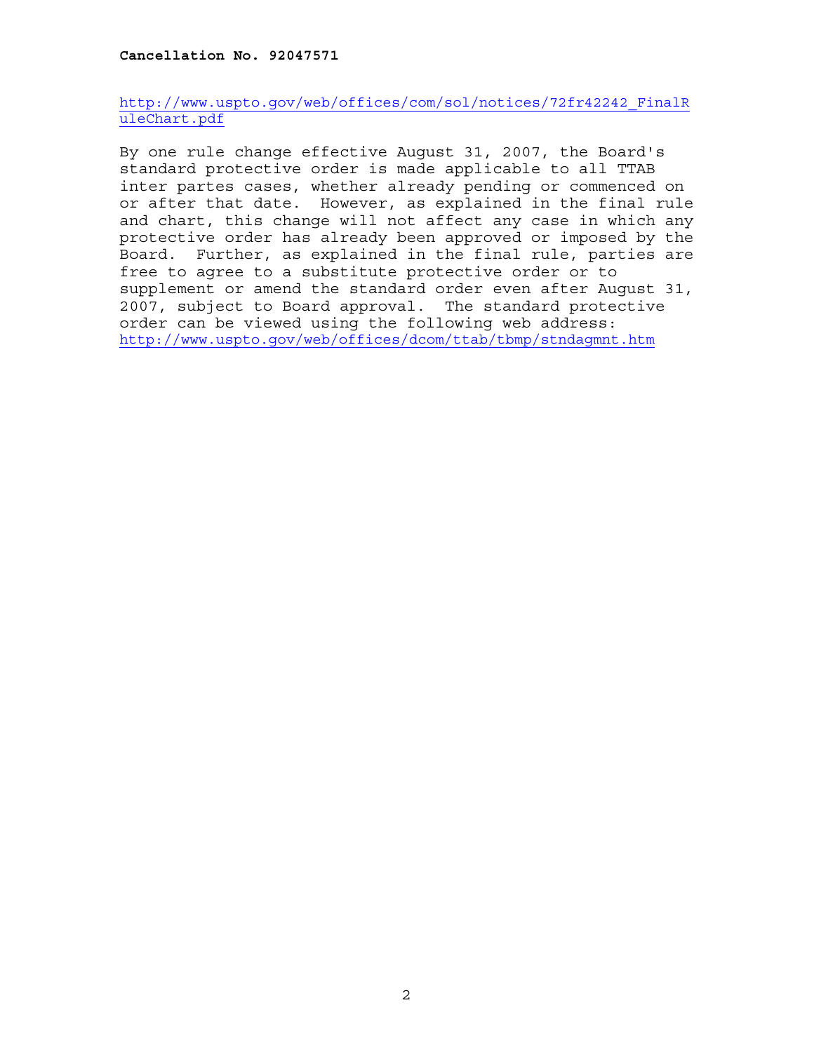http://www.uspto.gov/web/offices/com/sol/notices/72fr42242_FinalRuleChart.pdf

By one rule change effective August 31, 2007, the Board's standard protective order is made applicable to all TTAB inter partes cases, whether already pending or commenced on or after that date. However, as explained in the final rule and chart, this change will not affect any case in which any protective order has already been approved or imposed by the Board. Further, as explained in the final rule, parties are free to agree to a substitute protective order or to supplement or amend the standard order even after August 31, 2007, subject to Board approval. The standard protective order can be viewed using the following web address: http://www.uspto.gov/web/offices/dcom/ttab/tbmp/stndagmnt.htm